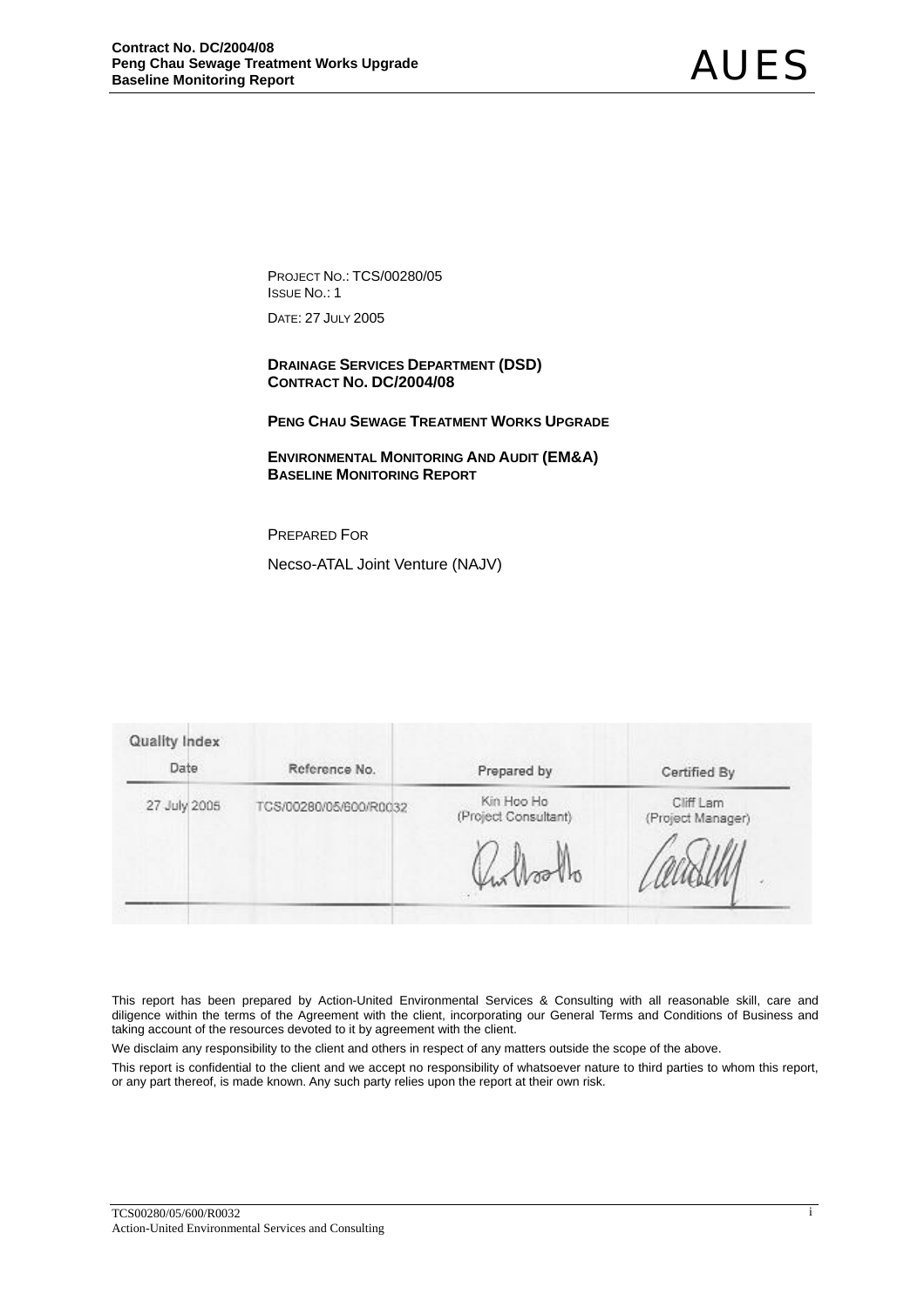PROJECT NO.: TCS/00280/05
ISSUE NO.: 1

DATE: 27 JULY 2005

**DRAINAGE SERVICES DEPARTMENT (DSD)**
**CONTRACT NO. DC/2004/08**

**PENG CHAU SEWAGE TREATMENT WORKS UPGRADE**

**ENVIRONMENTAL MONITORING AND AUDIT (EM&A)**
**BASELINE MONITORING REPORT**

PREPARED FOR

Necso-ATAL Joint Venture (NAJV)

**Quality Index**

| Date | Reference No. | Prepared by | Certified By |
|---|---|---|---|
| 27 July 2005 | TCS/00280/05/600/R0032 | Kin Hoo Ho (Project Consultant) | Cliff Lam (Project Manager) |

This report has been prepared by Action-United Environmental Services & Consulting with all reasonable skill, care and diligence within the terms of the Agreement with the client, incorporating our General Terms and Conditions of Business and taking account of the resources devoted to it by agreement with the client.

We disclaim any responsibility to the client and others in respect of any matters outside the scope of the above.

This report is confidential to the client and we accept no responsibility of whatsoever nature to third parties to whom this report, or any part thereof, is made known. Any such party relies upon the report at their own risk.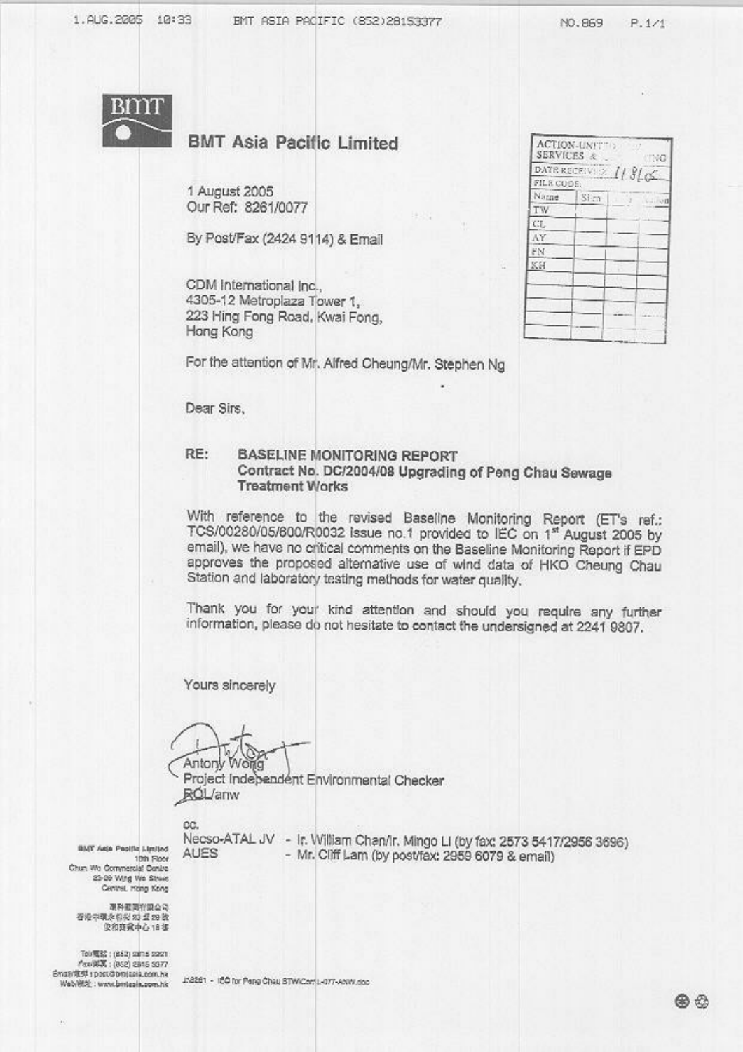**BMT Asia Pacific Limited**

1 August 2005
Our Ref: 8261/0077

By Post/Fax (2424 9114) & Email

CDM International Inc.,
4305-12 Metroplaza Tower 1,
223 Hing Fong Road, Kwai Fong,
Hong Kong

For the attention of Mr. Alfred Cheung/Mr. Stephen Ng

Dear Sirs,

RE: **BASELINE MONITORING REPORT**
**Contract No. DC/2004/08 Upgrading of Peng Chau Sewage Treatment Works**

With reference to the revised Baseline Monitoring Report (ET's ref.: TCS/00280/05/600/R0032 Issue no.1 provided to IEC on 1st August 2005 by email), we have no critical comments on the Baseline Monitoring Report if EPD approves the proposed alternative use of wind data of HKO Cheung Chau Station and laboratory testing methods for water quality.

Thank you for your kind attention and should you require any further information, please do not hesitate to contact the undersigned at 2241 9807.

Yours sincerely

Antony Wong
Project Independent Environmental Checker
ROL/anw

cc.
Necso-ATAL JV - Ir. William Chan/Ir. Mingo LI (by fax: 2573 5417/2956 3696)
AUES - Mr. Cliff Lam (by post/fax: 2959 6079 & email)

BMT Asia Pacific Limited
18th Floor
Chun Wo Commercial Centre
23-29 Wing Wo Street
Central, Hong Kong

Tel: (852) 2815 2221
Fax: (852) 2815 3377
Email: post@bmtasia.com.hk
Web: www.bmtasia.com.hk

J:\8261 - IEC for Peng Chau STW\Corr\L-077-ANW.doc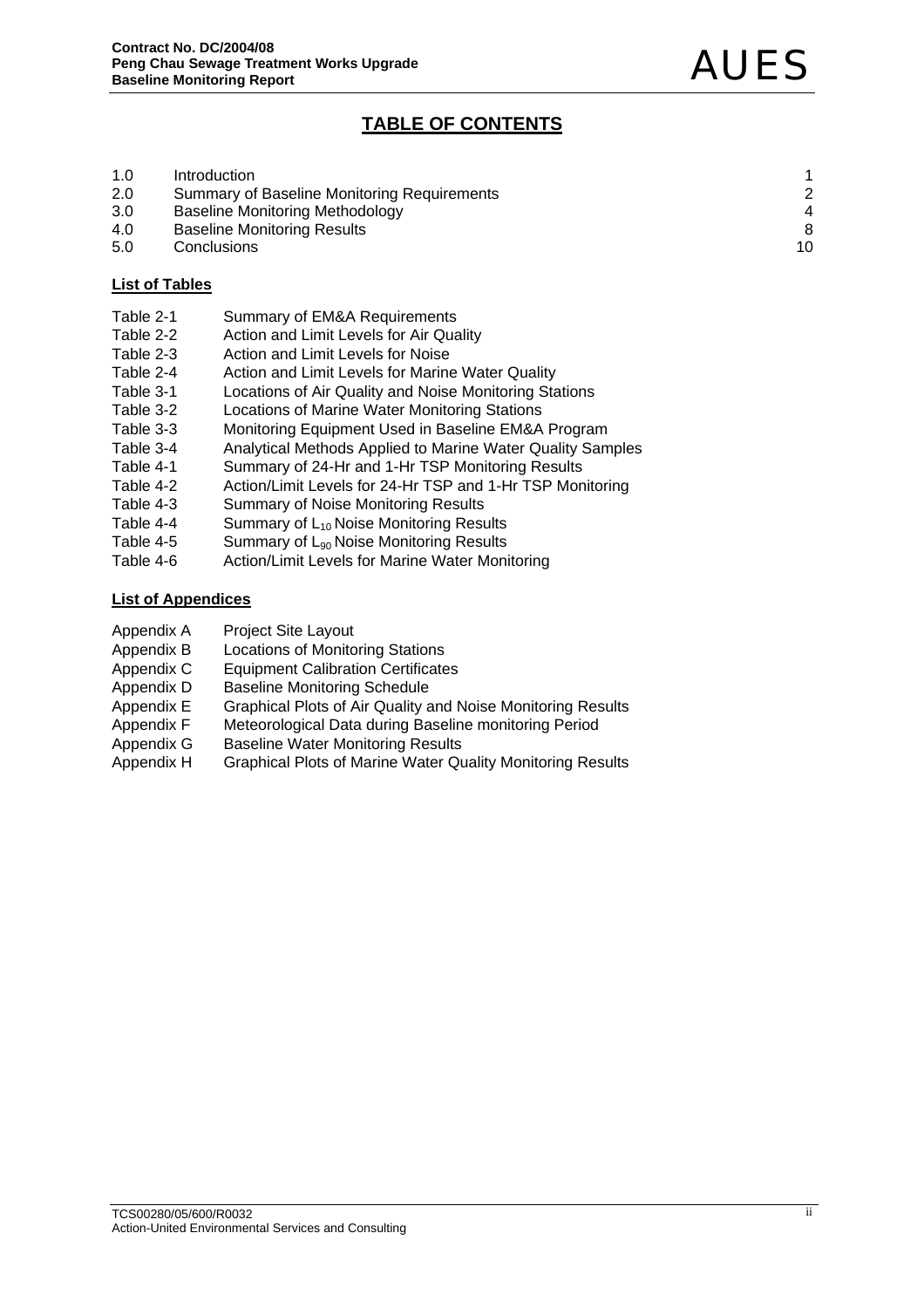# TABLE OF CONTENTS

| | | |
|---|---|---|
| 1.0 | Introduction | 1 |
| 2.0 | Summary of Baseline Monitoring Requirements | 2 |
| 3.0 | Baseline Monitoring Methodology | 4 |
| 4.0 | Baseline Monitoring Results | 8 |
| 5.0 | Conclusions | 10 |

**List of Tables**

| | |
|---|---|
| Table 2-1 | Summary of EM&A Requirements |
| Table 2-2 | Action and Limit Levels for Air Quality |
| Table 2-3 | Action and Limit Levels for Noise |
| Table 2-4 | Action and Limit Levels for Marine Water Quality |
| Table 3-1 | Locations of Air Quality and Noise Monitoring Stations |
| Table 3-2 | Locations of Marine Water Monitoring Stations |
| Table 3-3 | Monitoring Equipment Used in Baseline EM&A Program |
| Table 3-4 | Analytical Methods Applied to Marine Water Quality Samples |
| Table 4-1 | Summary of 24-Hr and 1-Hr TSP Monitoring Results |
| Table 4-2 | Action/Limit Levels for 24-Hr TSP and 1-Hr TSP Monitoring |
| Table 4-3 | Summary of Noise Monitoring Results |
| Table 4-4 | Summary of $L_{10}$ Noise Monitoring Results |
| Table 4-5 | Summary of $L_{90}$ Noise Monitoring Results |
| Table 4-6 | Action/Limit Levels for Marine Water Monitoring |

**List of Appendices**

| | |
|---|---|
| Appendix A | Project Site Layout |
| Appendix B | Locations of Monitoring Stations |
| Appendix C | Equipment Calibration Certificates |
| Appendix D | Baseline Monitoring Schedule |
| Appendix E | Graphical Plots of Air Quality and Noise Monitoring Results |
| Appendix F | Meteorological Data during Baseline monitoring Period |
| Appendix G | Baseline Water Monitoring Results |
| Appendix H | Graphical Plots of Marine Water Quality Monitoring Results |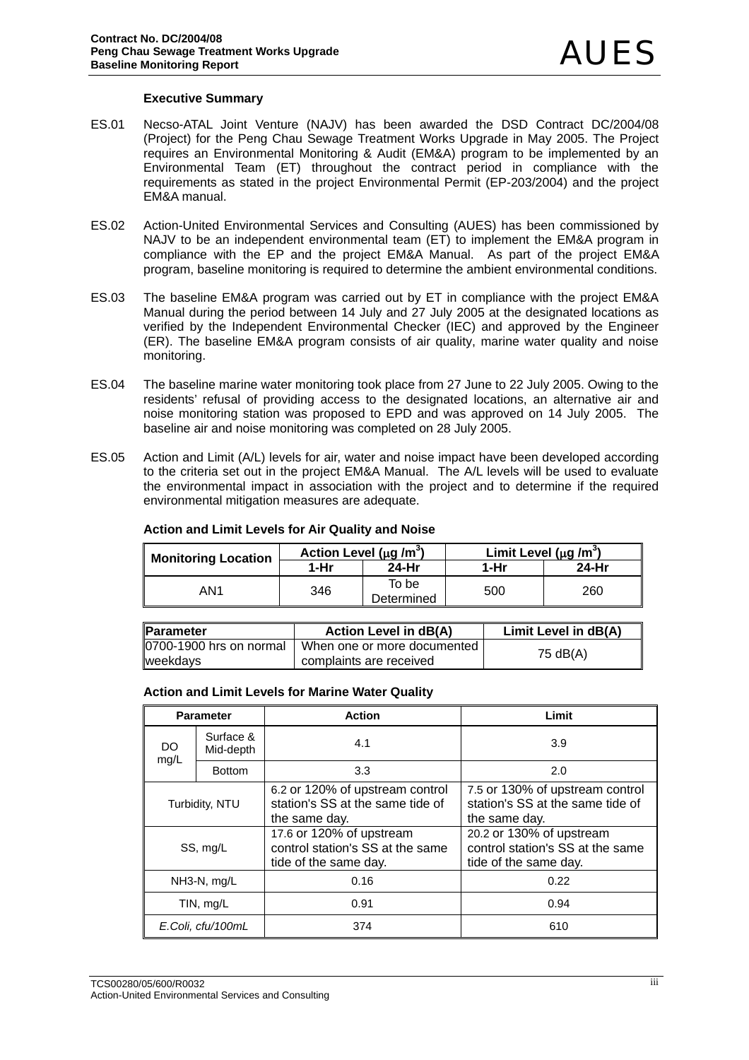## Executive Summary

ES.01 Necso-ATAL Joint Venture (NAJV) has been awarded the DSD Contract DC/2004/08 (Project) for the Peng Chau Sewage Treatment Works Upgrade in May 2005. The Project requires an Environmental Monitoring & Audit (EM&A) program to be implemented by an Environmental Team (ET) throughout the contract period in compliance with the requirements as stated in the project Environmental Permit (EP-203/2004) and the project EM&A manual.

ES.02 Action-United Environmental Services and Consulting (AUES) has been commissioned by NAJV to be an independent environmental team (ET) to implement the EM&A program in compliance with the EP and the project EM&A Manual. As part of the project EM&A program, baseline monitoring is required to determine the ambient environmental conditions.

ES.03 The baseline EM&A program was carried out by ET in compliance with the project EM&A Manual during the period between 14 July and 27 July 2005 at the designated locations as verified by the Independent Environmental Checker (IEC) and approved by the Engineer (ER). The baseline EM&A program consists of air quality, marine water quality and noise monitoring.

ES.04 The baseline marine water monitoring took place from 27 June to 22 July 2005. Owing to the residents' refusal of providing access to the designated locations, an alternative air and noise monitoring station was proposed to EPD and was approved on 14 July 2005. The baseline air and noise monitoring was completed on 28 July 2005.

ES.05 Action and Limit (A/L) levels for air, water and noise impact have been developed according to the criteria set out in the project EM&A Manual. The A/L levels will be used to evaluate the environmental impact in association with the project and to determine if the required environmental mitigation measures are adequate.

**Action and Limit Levels for Air Quality and Noise**

| Monitoring Location | Action Level ($\mu g/m^3$) | | Limit Level ($\mu g/m^3$) | |
|---|---|---|---|---|
| | 1-Hr | 24-Hr | 1-Hr | 24-Hr |
| AN1 | 346 | To be Determined | 500 | 260 |

| Parameter | Action Level in dB(A) | Limit Level in dB(A) |
|---|---|---|
| 0700-1900 hrs on normal weekdays | When one or more documented complaints are received | 75 dB(A) |

**Action and Limit Levels for Marine Water Quality**

| Parameter | | Action | Limit |
|---|---|---|---|
| DO mg/L | Surface & Mid-depth | 4.1 | 3.9 |
| | Bottom | 3.3 | 2.0 |
| Turbidity, NTU | | 6.2 or 120% of upstream control station's SS at the same tide of the same day. | 7.5 or 130% of upstream control station's SS at the same tide of the same day. |
| SS, mg/L | | 17.6 or 120% of upstream control station's SS at the same tide of the same day. | 20.2 or 130% of upstream control station's SS at the same tide of the same day. |
| $NH_3$-N, mg/L | | 0.16 | 0.22 |
| TIN, mg/L | | 0.91 | 0.94 |
| *E.Coli, cfu/100mL* | | 374 | 610 |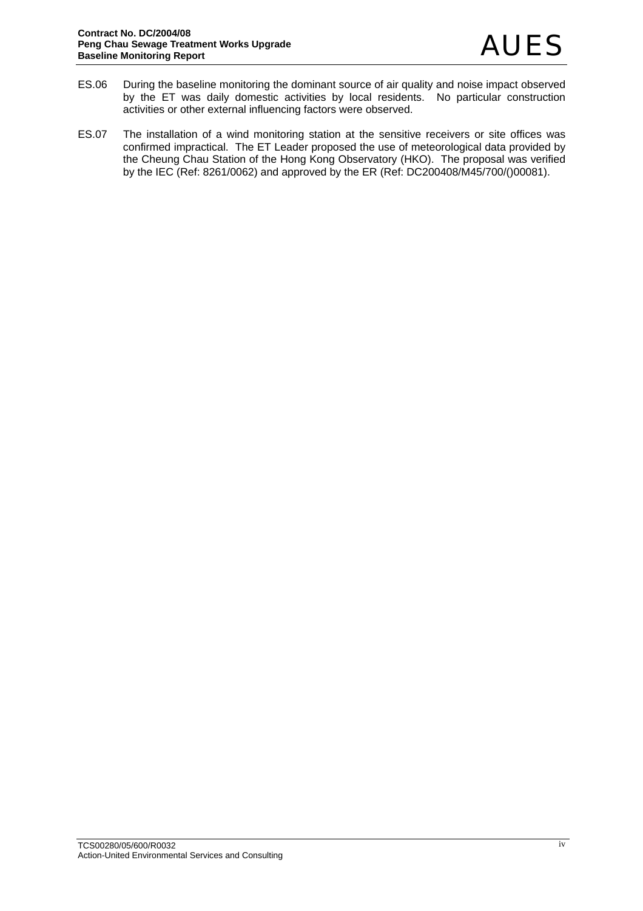ES.06 During the baseline monitoring the dominant source of air quality and noise impact observed by the ET was daily domestic activities by local residents. No particular construction activities or other external influencing factors were observed.

ES.07 The installation of a wind monitoring station at the sensitive receivers or site offices was confirmed impractical. The ET Leader proposed the use of meteorological data provided by the Cheung Chau Station of the Hong Kong Observatory (HKO). The proposal was verified by the IEC (Ref: 8261/0062) and approved by the ER (Ref: DC200408/M45/700/()00081).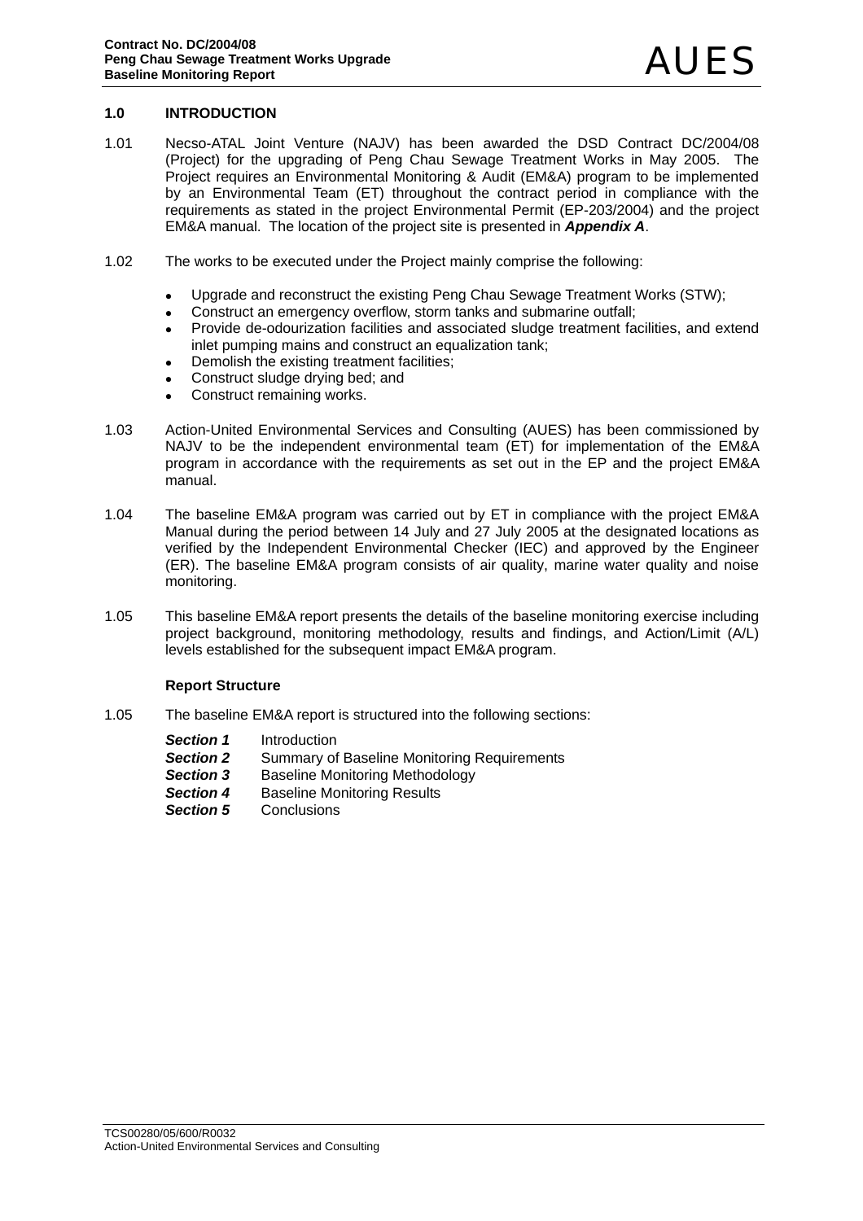## 1.0 INTRODUCTION

1.01 Necso-ATAL Joint Venture (NAJV) has been awarded the DSD Contract DC/2004/08 (Project) for the upgrading of Peng Chau Sewage Treatment Works in May 2005. The Project requires an Environmental Monitoring & Audit (EM&A) program to be implemented by an Environmental Team (ET) throughout the contract period in compliance with the requirements as stated in the project Environmental Permit (EP-203/2004) and the project EM&A manual. The location of the project site is presented in ***Appendix A***.

1.02 The works to be executed under the Project mainly comprise the following:

- Upgrade and reconstruct the existing Peng Chau Sewage Treatment Works (STW);
- Construct an emergency overflow, storm tanks and submarine outfall;
- Provide de-odourization facilities and associated sludge treatment facilities, and extend inlet pumping mains and construct an equalization tank;
- Demolish the existing treatment facilities;
- Construct sludge drying bed; and
- Construct remaining works.

1.03 Action-United Environmental Services and Consulting (AUES) has been commissioned by NAJV to be the independent environmental team (ET) for implementation of the EM&A program in accordance with the requirements as set out in the EP and the project EM&A manual.

1.04 The baseline EM&A program was carried out by ET in compliance with the project EM&A Manual during the period between 14 July and 27 July 2005 at the designated locations as verified by the Independent Environmental Checker (IEC) and approved by the Engineer (ER). The baseline EM&A program consists of air quality, marine water quality and noise monitoring.

1.05 This baseline EM&A report presents the details of the baseline monitoring exercise including project background, monitoring methodology, results and findings, and Action/Limit (A/L) levels established for the subsequent impact EM&A program.

### Report Structure

1.05 The baseline EM&A report is structured into the following sections:

***Section 1*** Introduction
***Section 2*** Summary of Baseline Monitoring Requirements
***Section 3*** Baseline Monitoring Methodology
***Section 4*** Baseline Monitoring Results
***Section 5*** Conclusions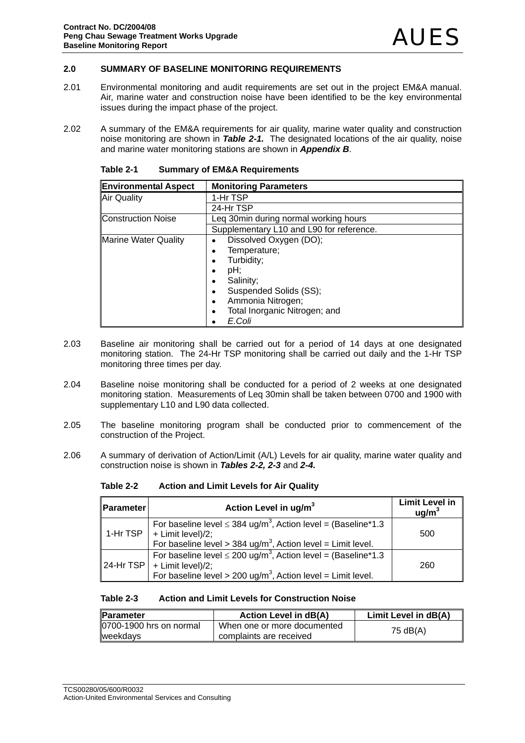## 2.0 SUMMARY OF BASELINE MONITORING REQUIREMENTS

2.01 Environmental monitoring and audit requirements are set out in the project EM&A manual. Air, marine water and construction noise have been identified to be the key environmental issues during the impact phase of the project.

2.02 A summary of the EM&A requirements for air quality, marine water quality and construction noise monitoring are shown in ***Table 2-1.*** The designated locations of the air quality, noise and marine water monitoring stations are shown in ***Appendix B***.

**Table 2-1 Summary of EM&A Requirements**

| Environmental Aspect | Monitoring Parameters |
|---|---|
| Air Quality | 1-Hr TSP |
| | 24-Hr TSP |
| Construction Noise | Leq 30min during normal working hours |
| | Supplementary L10 and L90 for reference. |
| Marine Water Quality | • Dissolved Oxygen (DO);<br>• Temperature;<br>• Turbidity;<br>• pH;<br>• Salinity;<br>• Suspended Solids (SS);<br>• Ammonia Nitrogen;<br>• Total Inorganic Nitrogen; and<br>• *E.Coli* |

2.03 Baseline air monitoring shall be carried out for a period of 14 days at one designated monitoring station. The 24-Hr TSP monitoring shall be carried out daily and the 1-Hr TSP monitoring three times per day.

2.04 Baseline noise monitoring shall be conducted for a period of 2 weeks at one designated monitoring station. Measurements of Leq 30min shall be taken between 0700 and 1900 with supplementary L10 and L90 data collected.

2.05 The baseline monitoring program shall be conducted prior to commencement of the construction of the Project.

2.06 A summary of derivation of Action/Limit (A/L) Levels for air quality, marine water quality and construction noise is shown in ***Tables 2-2, 2-3*** and ***2-4.***

**Table 2-2 Action and Limit Levels for Air Quality**

| Parameter | Action Level in ug/m$^3$ | Limit Level in ug/m$^3$ |
|---|---|---|
| 1-Hr TSP | For baseline level $\leq$ 384 ug/m$^3$, Action level = (Baseline*1.3 + Limit level)/2;<br>For baseline level > 384 ug/m$^3$, Action level = Limit level. | 500 |
| 24-Hr TSP | For baseline level $\leq$ 200 ug/m$^3$, Action level = (Baseline*1.3 + Limit level)/2;<br>For baseline level > 200 ug/m$^3$, Action level = Limit level. | 260 |

**Table 2-3 Action and Limit Levels for Construction Noise**

| Parameter | Action Level in dB(A) | Limit Level in dB(A) |
|---|---|---|
| 0700-1900 hrs on normal weekdays | When one or more documented complaints are received | 75 dB(A) |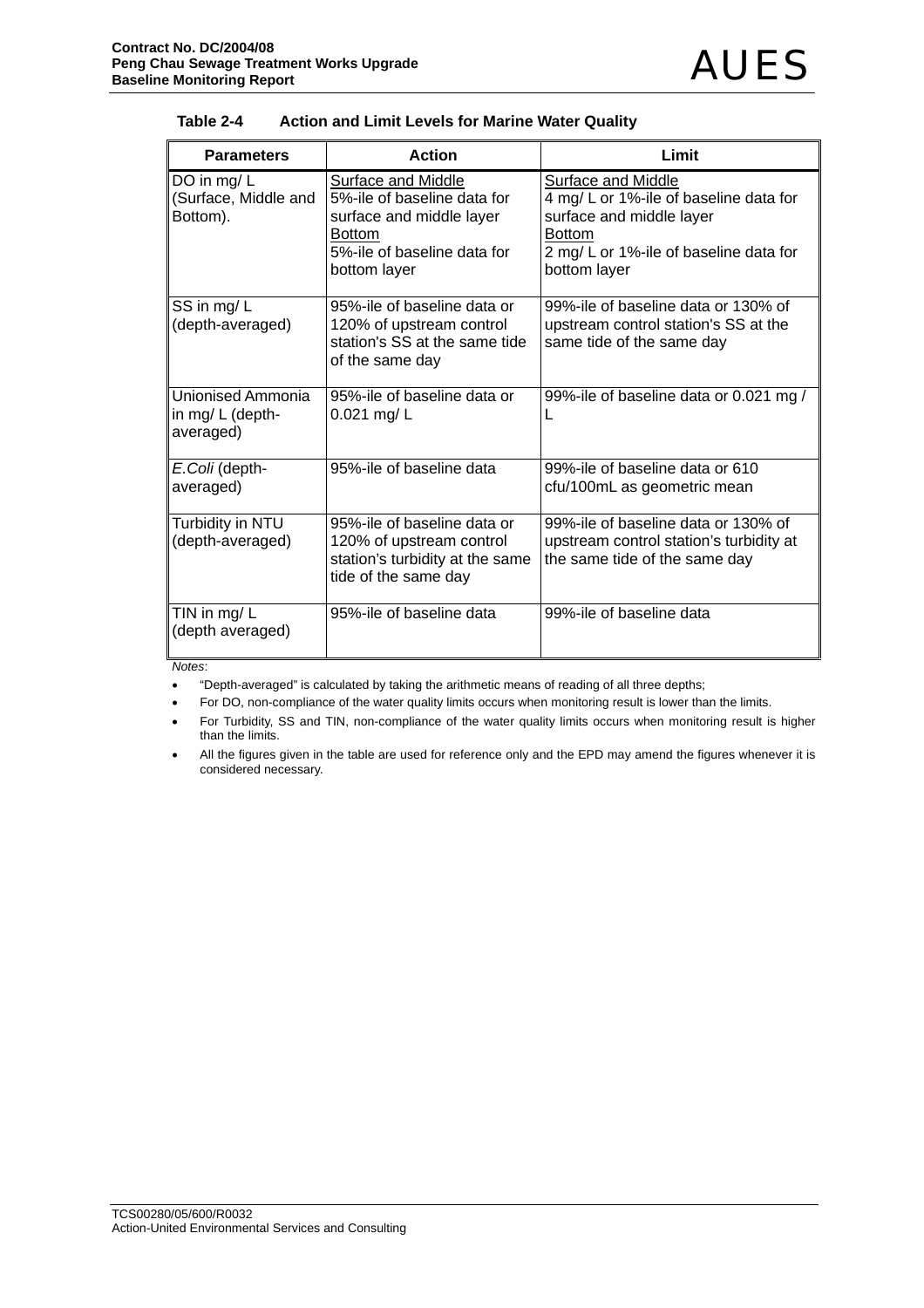**Table 2-4 Action and Limit Levels for Marine Water Quality**

| Parameters | Action | Limit |
|---|---|---|
| DO in mg/ L (Surface, Middle and Bottom). | <u>Surface and Middle</u><br>5%-ile of baseline data for surface and middle layer<br><u>Bottom</u><br>5%-ile of baseline data for bottom layer | <u>Surface and Middle</u><br>4 mg/ L or 1%-ile of baseline data for surface and middle layer<br><u>Bottom</u><br>2 mg/ L or 1%-ile of baseline data for bottom layer |
| SS in mg/ L (depth-averaged) | 95%-ile of baseline data or 120% of upstream control station's SS at the same tide of the same day | 99%-ile of baseline data or 130% of upstream control station's SS at the same tide of the same day |
| Unionised Ammonia in mg/ L (depth-averaged) | 95%-ile of baseline data or 0.021 mg/ L | 99%-ile of baseline data or 0.021 mg / L |
| *E.Coli* (depth-averaged) | 95%-ile of baseline data | 99%-ile of baseline data or 610 cfu/100mL as geometric mean |
| Turbidity in NTU (depth-averaged) | 95%-ile of baseline data or 120% of upstream control station's turbidity at the same tide of the same day | 99%-ile of baseline data or 130% of upstream control station's turbidity at the same tide of the same day |
| TIN in mg/ L (depth averaged) | 95%-ile of baseline data | 99%-ile of baseline data |

*Notes*:

- "Depth-averaged" is calculated by taking the arithmetic means of reading of all three depths;
- For DO, non-compliance of the water quality limits occurs when monitoring result is lower than the limits.
- For Turbidity, SS and TIN, non-compliance of the water quality limits occurs when monitoring result is higher than the limits.
- All the figures given in the table are used for reference only and the EPD may amend the figures whenever it is considered necessary.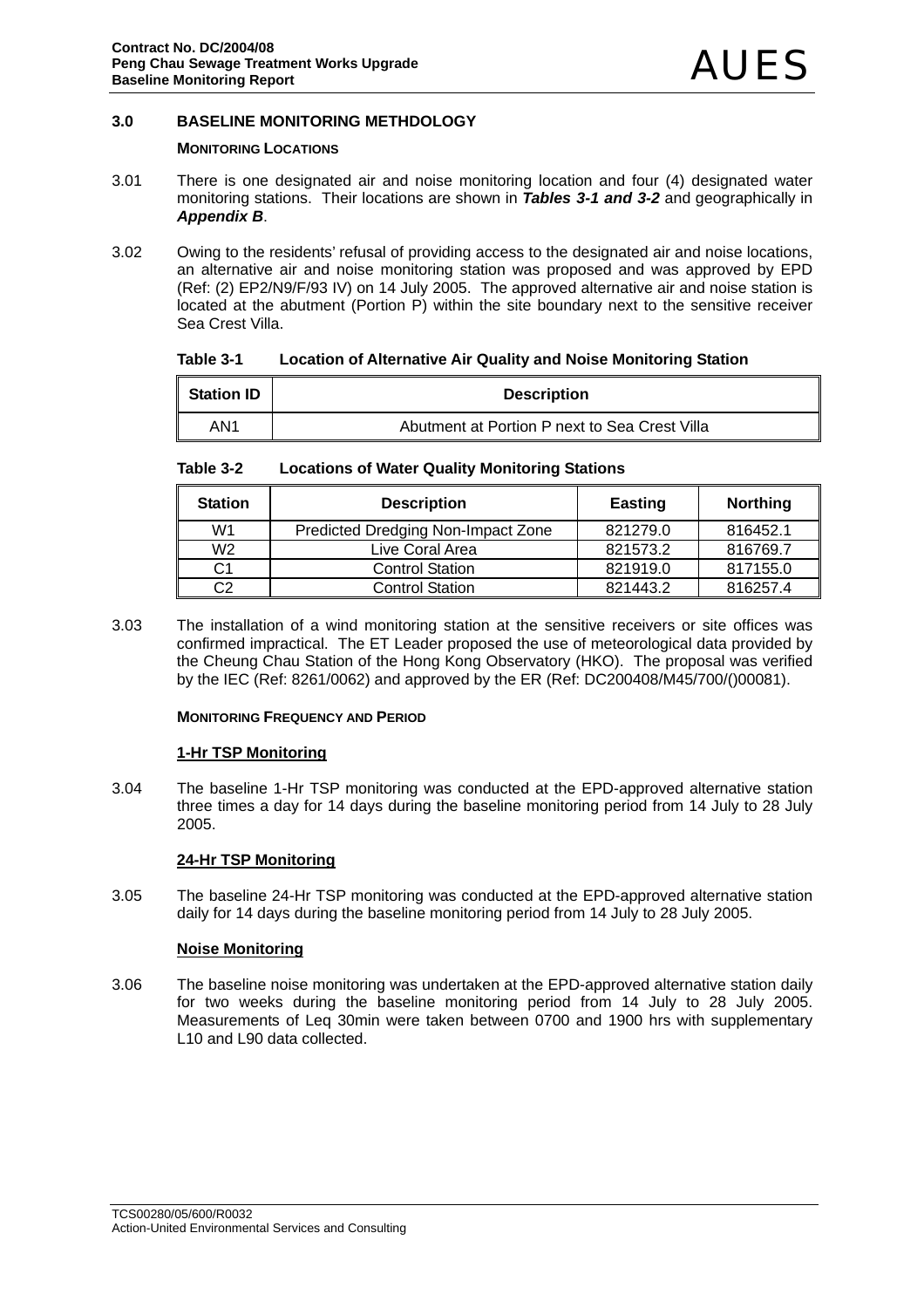## 3.0 BASELINE MONITORING METHDOLOGY

### MONITORING LOCATIONS

3.01 There is one designated air and noise monitoring location and four (4) designated water monitoring stations. Their locations are shown in ***Tables 3-1 and 3-2*** and geographically in ***Appendix B***.

3.02 Owing to the residents' refusal of providing access to the designated air and noise locations, an alternative air and noise monitoring station was proposed and was approved by EPD (Ref: (2) EP2/N9/F/93 IV) on 14 July 2005. The approved alternative air and noise station is located at the abutment (Portion P) within the site boundary next to the sensitive receiver Sea Crest Villa.

**Table 3-1 Location of Alternative Air Quality and Noise Monitoring Station**

| Station ID | Description |
|---|---|
| AN1 | Abutment at Portion P next to Sea Crest Villa |

**Table 3-2 Locations of Water Quality Monitoring Stations**

| Station | Description | Easting | Northing |
|---|---|---|---|
| W1 | Predicted Dredging Non-Impact Zone | 821279.0 | 816452.1 |
| W2 | Live Coral Area | 821573.2 | 816769.7 |
| C1 | Control Station | 821919.0 | 817155.0 |
| C2 | Control Station | 821443.2 | 816257.4 |

3.03 The installation of a wind monitoring station at the sensitive receivers or site offices was confirmed impractical. The ET Leader proposed the use of meteorological data provided by the Cheung Chau Station of the Hong Kong Observatory (HKO). The proposal was verified by the IEC (Ref: 8261/0062) and approved by the ER (Ref: DC200408/M45/700/()00081).

### MONITORING FREQUENCY AND PERIOD

**1-Hr TSP Monitoring**

3.04 The baseline 1-Hr TSP monitoring was conducted at the EPD-approved alternative station three times a day for 14 days during the baseline monitoring period from 14 July to 28 July 2005.

**24-Hr TSP Monitoring**

3.05 The baseline 24-Hr TSP monitoring was conducted at the EPD-approved alternative station daily for 14 days during the baseline monitoring period from 14 July to 28 July 2005.

**Noise Monitoring**

3.06 The baseline noise monitoring was undertaken at the EPD-approved alternative station daily for two weeks during the baseline monitoring period from 14 July to 28 July 2005. Measurements of Leq 30min were taken between 0700 and 1900 hrs with supplementary L10 and L90 data collected.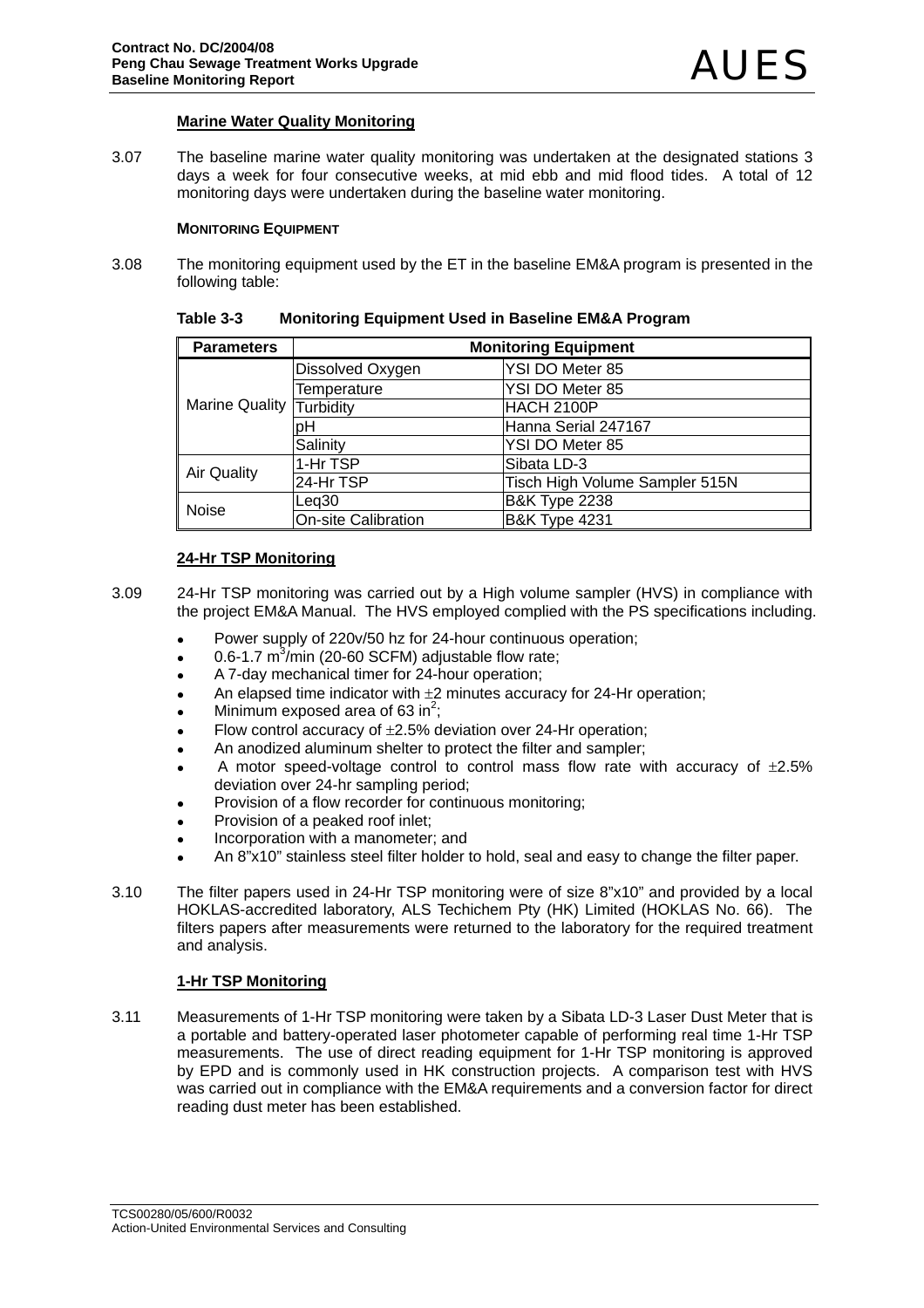### Marine Water Quality Monitoring

3.07 The baseline marine water quality monitoring was undertaken at the designated stations 3 days a week for four consecutive weeks, at mid ebb and mid flood tides. A total of 12 monitoring days were undertaken during the baseline water monitoring.

**MONITORING EQUIPMENT**

3.08 The monitoring equipment used by the ET in the baseline EM&A program is presented in the following table:

**Table 3-3 Monitoring Equipment Used in Baseline EM&A Program**

| Parameters | Monitoring Equipment | |
|---|---|---|
| Marine Quality | Dissolved Oxygen | YSI DO Meter 85 |
| | Temperature | YSI DO Meter 85 |
| | Turbidity | HACH 2100P |
| | pH | Hanna Serial 247167 |
| | Salinity | YSI DO Meter 85 |
| Air Quality | 1-Hr TSP | Sibata LD-3 |
| | 24-Hr TSP | Tisch High Volume Sampler 515N |
| Noise | Leq30 | B&K Type 2238 |
| | On-site Calibration | B&K Type 4231 |

### 24-Hr TSP Monitoring

3.09 24-Hr TSP monitoring was carried out by a High volume sampler (HVS) in compliance with the project EM&A Manual. The HVS employed complied with the PS specifications including.

- Power supply of 220v/50 hz for 24-hour continuous operation;
- 0.6-1.7 $m^3$/min (20-60 SCFM) adjustable flow rate;
- A 7-day mechanical timer for 24-hour operation;
- An elapsed time indicator with $\pm 2$ minutes accuracy for 24-Hr operation;
- Minimum exposed area of 63 $in^2$;
- Flow control accuracy of $\pm 2.5\%$ deviation over 24-Hr operation;
- An anodized aluminum shelter to protect the filter and sampler;
- A motor speed-voltage control to control mass flow rate with accuracy of $\pm 2.5\%$ deviation over 24-hr sampling period;
- Provision of a flow recorder for continuous monitoring;
- Provision of a peaked roof inlet;
- Incorporation with a manometer; and
- An 8"x10" stainless steel filter holder to hold, seal and easy to change the filter paper.

3.10 The filter papers used in 24-Hr TSP monitoring were of size 8"x10" and provided by a local HOKLAS-accredited laboratory, ALS Techichem Pty (HK) Limited (HOKLAS No. 66). The filters papers after measurements were returned to the laboratory for the required treatment and analysis.

### 1-Hr TSP Monitoring

3.11 Measurements of 1-Hr TSP monitoring were taken by a Sibata LD-3 Laser Dust Meter that is a portable and battery-operated laser photometer capable of performing real time 1-Hr TSP measurements. The use of direct reading equipment for 1-Hr TSP monitoring is approved by EPD and is commonly used in HK construction projects. A comparison test with HVS was carried out in compliance with the EM&A requirements and a conversion factor for direct reading dust meter has been established.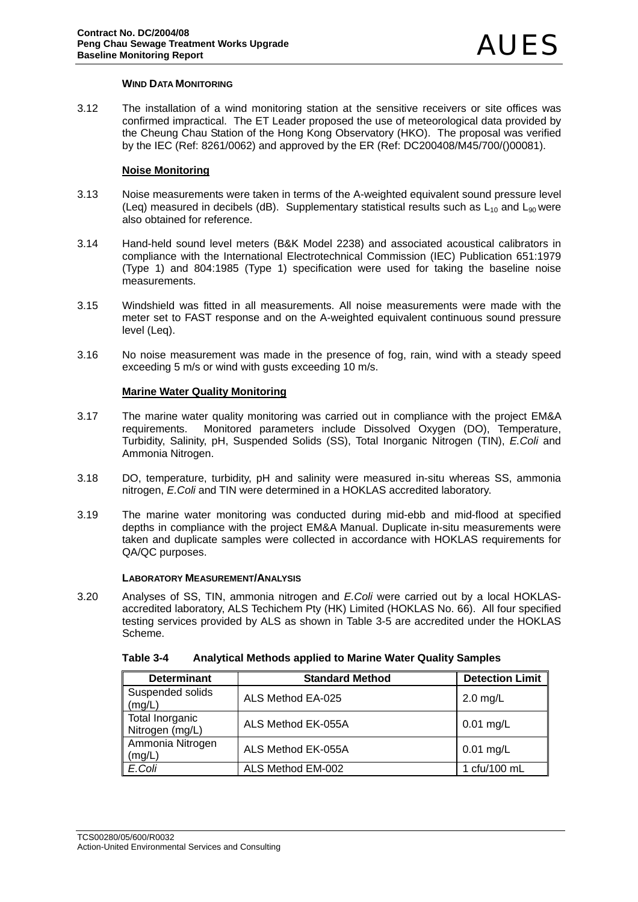#### WIND DATA MONITORING

3.12 The installation of a wind monitoring station at the sensitive receivers or site offices was confirmed impractical. The ET Leader proposed the use of meteorological data provided by the Cheung Chau Station of the Hong Kong Observatory (HKO). The proposal was verified by the IEC (Ref: 8261/0062) and approved by the ER (Ref: DC200408/M45/700/()00081).

#### Noise Monitoring

3.13 Noise measurements were taken in terms of the A-weighted equivalent sound pressure level (Leq) measured in decibels (dB). Supplementary statistical results such as $L_{10}$ and $L_{90}$ were also obtained for reference.

3.14 Hand-held sound level meters (B&K Model 2238) and associated acoustical calibrators in compliance with the International Electrotechnical Commission (IEC) Publication 651:1979 (Type 1) and 804:1985 (Type 1) specification were used for taking the baseline noise measurements.

3.15 Windshield was fitted in all measurements. All noise measurements were made with the meter set to FAST response and on the A-weighted equivalent continuous sound pressure level (Leq).

3.16 No noise measurement was made in the presence of fog, rain, wind with a steady speed exceeding 5 m/s or wind with gusts exceeding 10 m/s.

#### Marine Water Quality Monitoring

3.17 The marine water quality monitoring was carried out in compliance with the project EM&A requirements. Monitored parameters include Dissolved Oxygen (DO), Temperature, Turbidity, Salinity, pH, Suspended Solids (SS), Total Inorganic Nitrogen (TIN), *E.Coli* and Ammonia Nitrogen.

3.18 DO, temperature, turbidity, pH and salinity were measured in-situ whereas SS, ammonia nitrogen, *E.Coli* and TIN were determined in a HOKLAS accredited laboratory.

3.19 The marine water monitoring was conducted during mid-ebb and mid-flood at specified depths in compliance with the project EM&A Manual. Duplicate in-situ measurements were taken and duplicate samples were collected in accordance with HOKLAS requirements for QA/QC purposes.

#### LABORATORY MEASUREMENT/ANALYSIS

3.20 Analyses of SS, TIN, ammonia nitrogen and *E.Coli* were carried out by a local HOKLAS-accredited laboratory, ALS Techichem Pty (HK) Limited (HOKLAS No. 66). All four specified testing services provided by ALS as shown in Table 3-5 are accredited under the HOKLAS Scheme.

**Table 3-4 Analytical Methods applied to Marine Water Quality Samples**

| Determinant | Standard Method | Detection Limit |
|---|---|---|
| Suspended solids (mg/L) | ALS Method EA-025 | 2.0 mg/L |
| Total Inorganic Nitrogen (mg/L) | ALS Method EK-055A | 0.01 mg/L |
| Ammonia Nitrogen (mg/L) | ALS Method EK-055A | 0.01 mg/L |
| *E.Coli* | ALS Method EM-002 | 1 cfu/100 mL |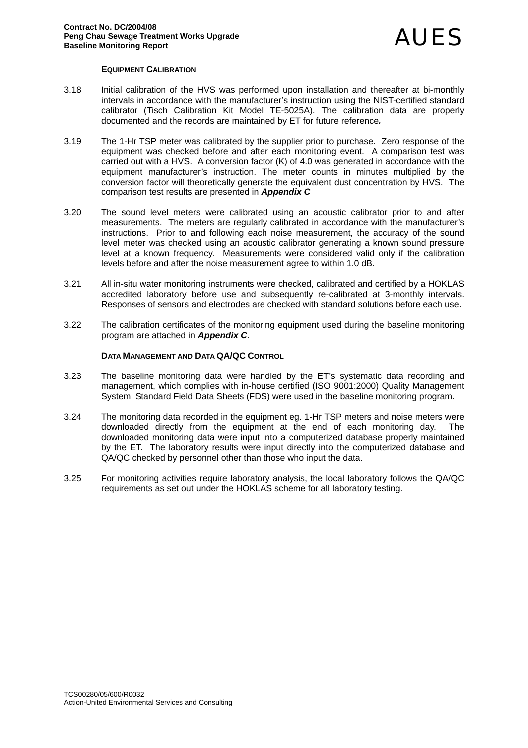#### EQUIPMENT CALIBRATION

3.18 Initial calibration of the HVS was performed upon installation and thereafter at bi-monthly intervals in accordance with the manufacturer's instruction using the NIST-certified standard calibrator (Tisch Calibration Kit Model TE-5025A). The calibration data are properly documented and the records are maintained by ET for future reference.

3.19 The 1-Hr TSP meter was calibrated by the supplier prior to purchase. Zero response of the equipment was checked before and after each monitoring event. A comparison test was carried out with a HVS. A conversion factor (K) of 4.0 was generated in accordance with the equipment manufacturer's instruction. The meter counts in minutes multiplied by the conversion factor will theoretically generate the equivalent dust concentration by HVS. The comparison test results are presented in ***Appendix C***

3.20 The sound level meters were calibrated using an acoustic calibrator prior to and after measurements. The meters are regularly calibrated in accordance with the manufacturer's instructions. Prior to and following each noise measurement, the accuracy of the sound level meter was checked using an acoustic calibrator generating a known sound pressure level at a known frequency. Measurements were considered valid only if the calibration levels before and after the noise measurement agree to within 1.0 dB.

3.21 All in-situ water monitoring instruments were checked, calibrated and certified by a HOKLAS accredited laboratory before use and subsequently re-calibrated at 3-monthly intervals. Responses of sensors and electrodes are checked with standard solutions before each use.

3.22 The calibration certificates of the monitoring equipment used during the baseline monitoring program are attached in ***Appendix C***.

#### DATA MANAGEMENT AND DATA QA/QC CONTROL

3.23 The baseline monitoring data were handled by the ET's systematic data recording and management, which complies with in-house certified (ISO 9001:2000) Quality Management System. Standard Field Data Sheets (FDS) were used in the baseline monitoring program.

3.24 The monitoring data recorded in the equipment eg. 1-Hr TSP meters and noise meters were downloaded directly from the equipment at the end of each monitoring day. The downloaded monitoring data were input into a computerized database properly maintained by the ET. The laboratory results were input directly into the computerized database and QA/QC checked by personnel other than those who input the data.

3.25 For monitoring activities require laboratory analysis, the local laboratory follows the QA/QC requirements as set out under the HOKLAS scheme for all laboratory testing.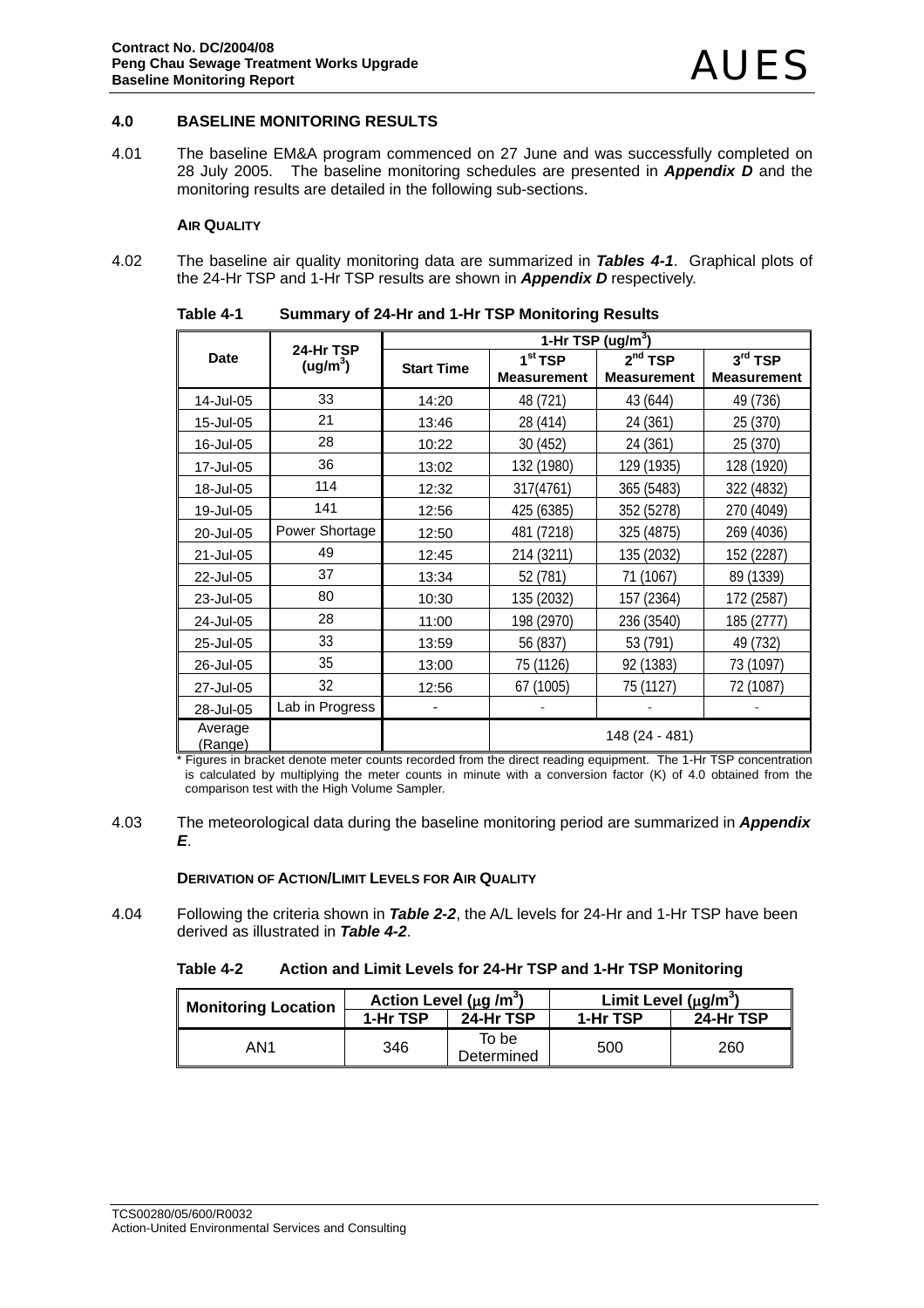## 4.0 BASELINE MONITORING RESULTS

4.01 The baseline EM&A program commenced on 27 June and was successfully completed on 28 July 2005. The baseline monitoring schedules are presented in ***Appendix D*** and the monitoring results are detailed in the following sub-sections.

### AIR QUALITY

4.02 The baseline air quality monitoring data are summarized in ***Tables 4-1***. Graphical plots of the 24-Hr TSP and 1-Hr TSP results are shown in ***Appendix D*** respectively.

**Table 4-1 Summary of 24-Hr and 1-Hr TSP Monitoring Results**

| Date | 24-Hr TSP (ug/m$^3$) | 1-Hr TSP (ug/m$^3$) | | | |
|---|---|---|---|---|---|
| | | Start Time | 1$^{st}$ TSP Measurement | 2$^{nd}$ TSP Measurement | 3$^{rd}$ TSP Measurement |
| 14-Jul-05 | 33 | 14:20 | 48 (721) | 43 (644) | 49 (736) |
| 15-Jul-05 | 21 | 13:46 | 28 (414) | 24 (361) | 25 (370) |
| 16-Jul-05 | 28 | 10:22 | 30 (452) | 24 (361) | 25 (370) |
| 17-Jul-05 | 36 | 13:02 | 132 (1980) | 129 (1935) | 128 (1920) |
| 18-Jul-05 | 114 | 12:32 | 317(4761) | 365 (5483) | 322 (4832) |
| 19-Jul-05 | 141 | 12:56 | 425 (6385) | 352 (5278) | 270 (4049) |
| 20-Jul-05 | Power Shortage | 12:50 | 481 (7218) | 325 (4875) | 269 (4036) |
| 21-Jul-05 | 49 | 12:45 | 214 (3211) | 135 (2032) | 152 (2287) |
| 22-Jul-05 | 37 | 13:34 | 52 (781) | 71 (1067) | 89 (1339) |
| 23-Jul-05 | 80 | 10:30 | 135 (2032) | 157 (2364) | 172 (2587) |
| 24-Jul-05 | 28 | 11:00 | 198 (2970) | 236 (3540) | 185 (2777) |
| 25-Jul-05 | 33 | 13:59 | 56 (837) | 53 (791) | 49 (732) |
| 26-Jul-05 | 35 | 13:00 | 75 (1126) | 92 (1383) | 73 (1097) |
| 27-Jul-05 | 32 | 12:56 | 67 (1005) | 75 (1127) | 72 (1087) |
| 28-Jul-05 | Lab in Progress | - | - | - | - |
| Average (Range) | | | 148 (24 - 481) | | |

\* Figures in bracket denote meter counts recorded from the direct reading equipment. The 1-Hr TSP concentration is calculated by multiplying the meter counts in minute with a conversion factor (K) of 4.0 obtained from the comparison test with the High Volume Sampler.

4.03 The meteorological data during the baseline monitoring period are summarized in ***Appendix E***.

### DERIVATION OF ACTION/LIMIT LEVELS FOR AIR QUALITY

4.04 Following the criteria shown in ***Table 2-2***, the A/L levels for 24-Hr and 1-Hr TSP have been derived as illustrated in ***Table 4-2***.

**Table 4-2 Action and Limit Levels for 24-Hr TSP and 1-Hr TSP Monitoring**

| Monitoring Location | Action Level ($\mu$g /m$^3$) | | Limit Level ($\mu$g/m$^3$) | |
|---|---|---|---|---|
| | 1-Hr TSP | 24-Hr TSP | 1-Hr TSP | 24-Hr TSP |
| AN1 | 346 | To be Determined | 500 | 260 |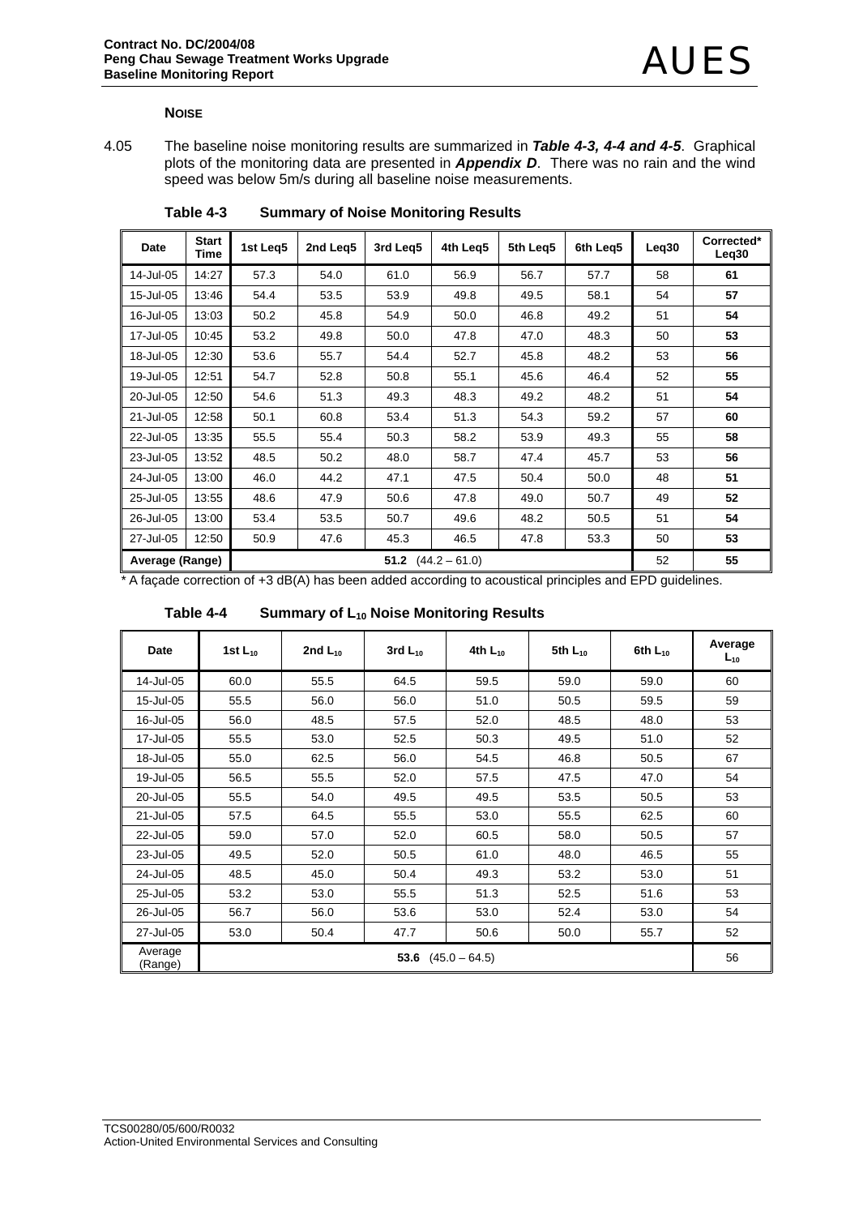**NOISE**

4.05 The baseline noise monitoring results are summarized in ***Table 4-3, 4-4 and 4-5***. Graphical plots of the monitoring data are presented in ***Appendix D***. There was no rain and the wind speed was below 5m/s during all baseline noise measurements.

**Table 4-3 Summary of Noise Monitoring Results**

| Date | Start Time | 1st Leq5 | 2nd Leq5 | 3rd Leq5 | 4th Leq5 | 5th Leq5 | 6th Leq5 | Leq30 | Corrected* Leq30 |
|---|---|---|---|---|---|---|---|---|---|
| 14-Jul-05 | 14:27 | 57.3 | 54.0 | 61.0 | 56.9 | 56.7 | 57.7 | 58 | **61** |
| 15-Jul-05 | 13:46 | 54.4 | 53.5 | 53.9 | 49.8 | 49.5 | 58.1 | 54 | **57** |
| 16-Jul-05 | 13:03 | 50.2 | 45.8 | 54.9 | 50.0 | 46.8 | 49.2 | 51 | **54** |
| 17-Jul-05 | 10:45 | 53.2 | 49.8 | 50.0 | 47.8 | 47.0 | 48.3 | 50 | **53** |
| 18-Jul-05 | 12:30 | 53.6 | 55.7 | 54.4 | 52.7 | 45.8 | 48.2 | 53 | **56** |
| 19-Jul-05 | 12:51 | 54.7 | 52.8 | 50.8 | 55.1 | 45.6 | 46.4 | 52 | **55** |
| 20-Jul-05 | 12:50 | 54.6 | 51.3 | 49.3 | 48.3 | 49.2 | 48.2 | 51 | **54** |
| 21-Jul-05 | 12:58 | 50.1 | 60.8 | 53.4 | 51.3 | 54.3 | 59.2 | 57 | **60** |
| 22-Jul-05 | 13:35 | 55.5 | 55.4 | 50.3 | 58.2 | 53.9 | 49.3 | 55 | **58** |
| 23-Jul-05 | 13:52 | 48.5 | 50.2 | 48.0 | 58.7 | 47.4 | 45.7 | 53 | **56** |
| 24-Jul-05 | 13:00 | 46.0 | 44.2 | 47.1 | 47.5 | 50.4 | 50.0 | 48 | **51** |
| 25-Jul-05 | 13:55 | 48.6 | 47.9 | 50.6 | 47.8 | 49.0 | 50.7 | 49 | **52** |
| 26-Jul-05 | 13:00 | 53.4 | 53.5 | 50.7 | 49.6 | 48.2 | 50.5 | 51 | **54** |
| 27-Jul-05 | 12:50 | 50.9 | 47.6 | 45.3 | 46.5 | 47.8 | 53.3 | 50 | **53** |
| **Average (Range)** | | **51.2** (44.2 – 61.0) | | | | | | 52 | **55** |

\* A façade correction of +3 dB(A) has been added according to acoustical principles and EPD guidelines.

**Table 4-4 Summary of $L_{10}$ Noise Monitoring Results**

| Date | 1st $L_{10}$ | 2nd $L_{10}$ | 3rd $L_{10}$ | 4th $L_{10}$ | 5th $L_{10}$ | 6th $L_{10}$ | Average $L_{10}$ |
|---|---|---|---|---|---|---|---|
| 14-Jul-05 | 60.0 | 55.5 | 64.5 | 59.5 | 59.0 | 59.0 | 60 |
| 15-Jul-05 | 55.5 | 56.0 | 56.0 | 51.0 | 50.5 | 59.5 | 59 |
| 16-Jul-05 | 56.0 | 48.5 | 57.5 | 52.0 | 48.5 | 48.0 | 53 |
| 17-Jul-05 | 55.5 | 53.0 | 52.5 | 50.3 | 49.5 | 51.0 | 52 |
| 18-Jul-05 | 55.0 | 62.5 | 56.0 | 54.5 | 46.8 | 50.5 | 67 |
| 19-Jul-05 | 56.5 | 55.5 | 52.0 | 57.5 | 47.5 | 47.0 | 54 |
| 20-Jul-05 | 55.5 | 54.0 | 49.5 | 49.5 | 53.5 | 50.5 | 53 |
| 21-Jul-05 | 57.5 | 64.5 | 55.5 | 53.0 | 55.5 | 62.5 | 60 |
| 22-Jul-05 | 59.0 | 57.0 | 52.0 | 60.5 | 58.0 | 50.5 | 57 |
| 23-Jul-05 | 49.5 | 52.0 | 50.5 | 61.0 | 48.0 | 46.5 | 55 |
| 24-Jul-05 | 48.5 | 45.0 | 50.4 | 49.3 | 53.2 | 53.0 | 51 |
| 25-Jul-05 | 53.2 | 53.0 | 55.5 | 51.3 | 52.5 | 51.6 | 53 |
| 26-Jul-05 | 56.7 | 56.0 | 53.6 | 53.0 | 52.4 | 53.0 | 54 |
| 27-Jul-05 | 53.0 | 50.4 | 47.7 | 50.6 | 50.0 | 55.7 | 52 |
| Average (Range) | **53.6** (45.0 – 64.5) | | | | | | 56 |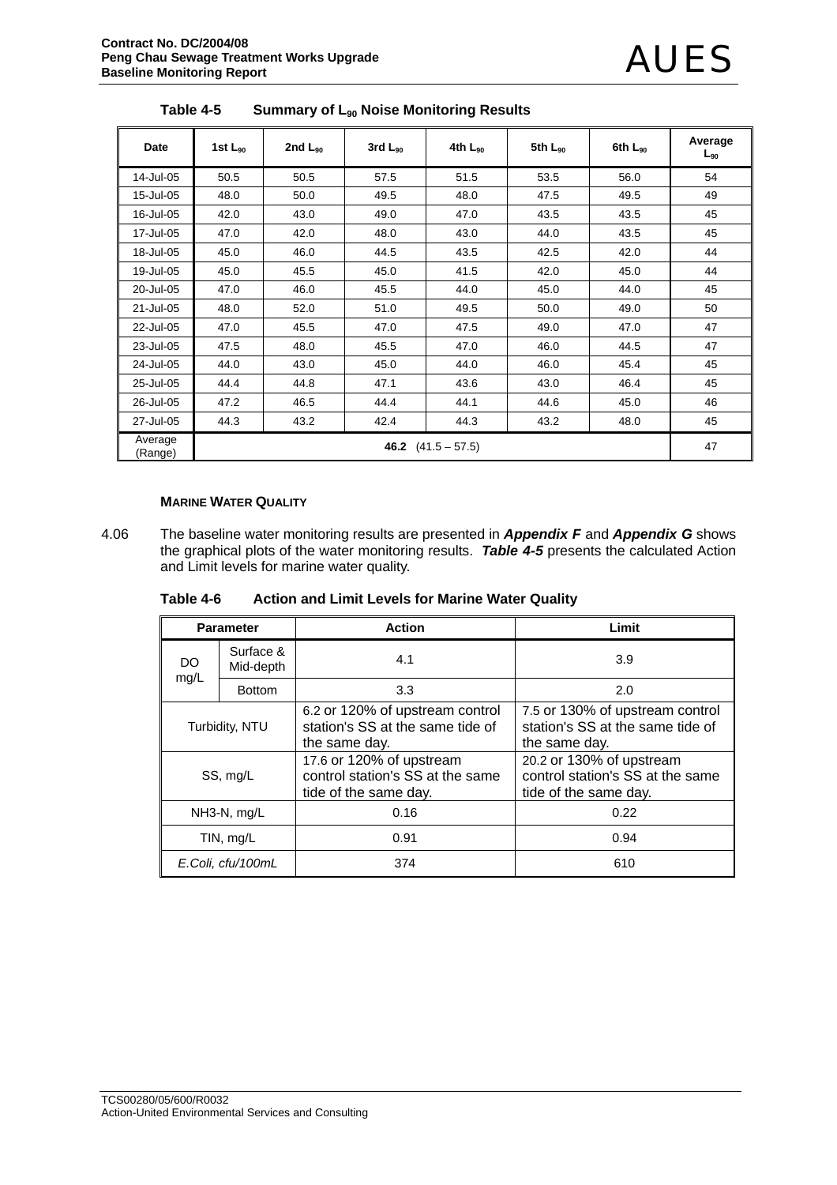**Table 4-5 Summary of $L_{90}$ Noise Monitoring Results**

| Date | 1st $L_{90}$ | 2nd $L_{90}$ | 3rd $L_{90}$ | 4th $L_{90}$ | 5th $L_{90}$ | 6th $L_{90}$ | Average $L_{90}$ |
|---|---|---|---|---|---|---|---|
| 14-Jul-05 | 50.5 | 50.5 | 57.5 | 51.5 | 53.5 | 56.0 | 54 |
| 15-Jul-05 | 48.0 | 50.0 | 49.5 | 48.0 | 47.5 | 49.5 | 49 |
| 16-Jul-05 | 42.0 | 43.0 | 49.0 | 47.0 | 43.5 | 43.5 | 45 |
| 17-Jul-05 | 47.0 | 42.0 | 48.0 | 43.0 | 44.0 | 43.5 | 45 |
| 18-Jul-05 | 45.0 | 46.0 | 44.5 | 43.5 | 42.5 | 42.0 | 44 |
| 19-Jul-05 | 45.0 | 45.5 | 45.0 | 41.5 | 42.0 | 45.0 | 44 |
| 20-Jul-05 | 47.0 | 46.0 | 45.5 | 44.0 | 45.0 | 44.0 | 45 |
| 21-Jul-05 | 48.0 | 52.0 | 51.0 | 49.5 | 50.0 | 49.0 | 50 |
| 22-Jul-05 | 47.0 | 45.5 | 47.0 | 47.5 | 49.0 | 47.0 | 47 |
| 23-Jul-05 | 47.5 | 48.0 | 45.5 | 47.0 | 46.0 | 44.5 | 47 |
| 24-Jul-05 | 44.0 | 43.0 | 45.0 | 44.0 | 46.0 | 45.4 | 45 |
| 25-Jul-05 | 44.4 | 44.8 | 47.1 | 43.6 | 43.0 | 46.4 | 45 |
| 26-Jul-05 | 47.2 | 46.5 | 44.4 | 44.1 | 44.6 | 45.0 | 46 |
| 27-Jul-05 | 44.3 | 43.2 | 42.4 | 44.3 | 43.2 | 48.0 | 45 |
| Average (Range) | **46.2** (41.5 – 57.5) | | | | | | 47 |

#### MARINE WATER QUALITY

4.06 The baseline water monitoring results are presented in ***Appendix F*** and ***Appendix G*** shows the graphical plots of the water monitoring results. ***Table 4-5*** presents the calculated Action and Limit levels for marine water quality.

**Table 4-6 Action and Limit Levels for Marine Water Quality**

| Parameter | | Action | Limit |
|---|---|---|---|
| DO mg/L | Surface & Mid-depth | 4.1 | 3.9 |
| | Bottom | 3.3 | 2.0 |
| Turbidity, NTU | | 6.2 or 120% of upstream control station's SS at the same tide of the same day. | 7.5 or 130% of upstream control station's SS at the same tide of the same day. |
| SS, mg/L | | 17.6 or 120% of upstream control station's SS at the same tide of the same day. | 20.2 or 130% of upstream control station's SS at the same tide of the same day. |
| NH3-N, mg/L | | 0.16 | 0.22 |
| TIN, mg/L | | 0.91 | 0.94 |
| *E.Coli, cfu/100mL* | | 374 | 610 |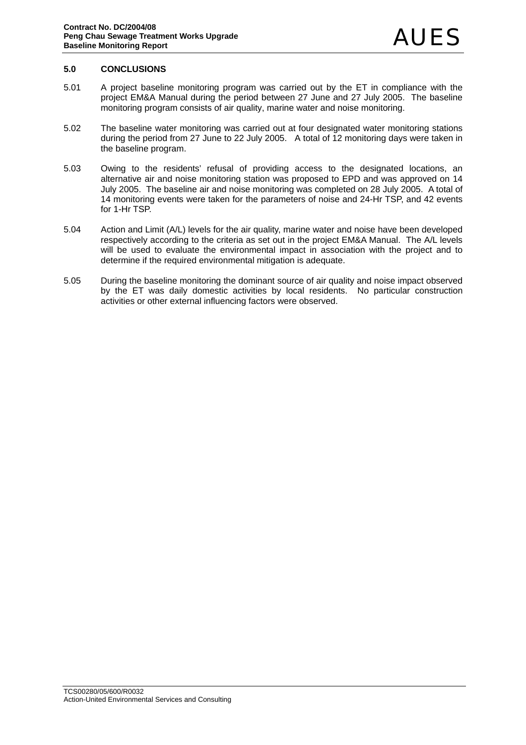## 5.0 CONCLUSIONS

5.01 A project baseline monitoring program was carried out by the ET in compliance with the project EM&A Manual during the period between 27 June and 27 July 2005. The baseline monitoring program consists of air quality, marine water and noise monitoring.

5.02 The baseline water monitoring was carried out at four designated water monitoring stations during the period from 27 June to 22 July 2005. A total of 12 monitoring days were taken in the baseline program.

5.03 Owing to the residents' refusal of providing access to the designated locations, an alternative air and noise monitoring station was proposed to EPD and was approved on 14 July 2005. The baseline air and noise monitoring was completed on 28 July 2005. A total of 14 monitoring events were taken for the parameters of noise and 24-Hr TSP, and 42 events for 1-Hr TSP.

5.04 Action and Limit (A/L) levels for the air quality, marine water and noise have been developed respectively according to the criteria as set out in the project EM&A Manual. The A/L levels will be used to evaluate the environmental impact in association with the project and to determine if the required environmental mitigation is adequate.

5.05 During the baseline monitoring the dominant source of air quality and noise impact observed by the ET was daily domestic activities by local residents. No particular construction activities or other external influencing factors were observed.